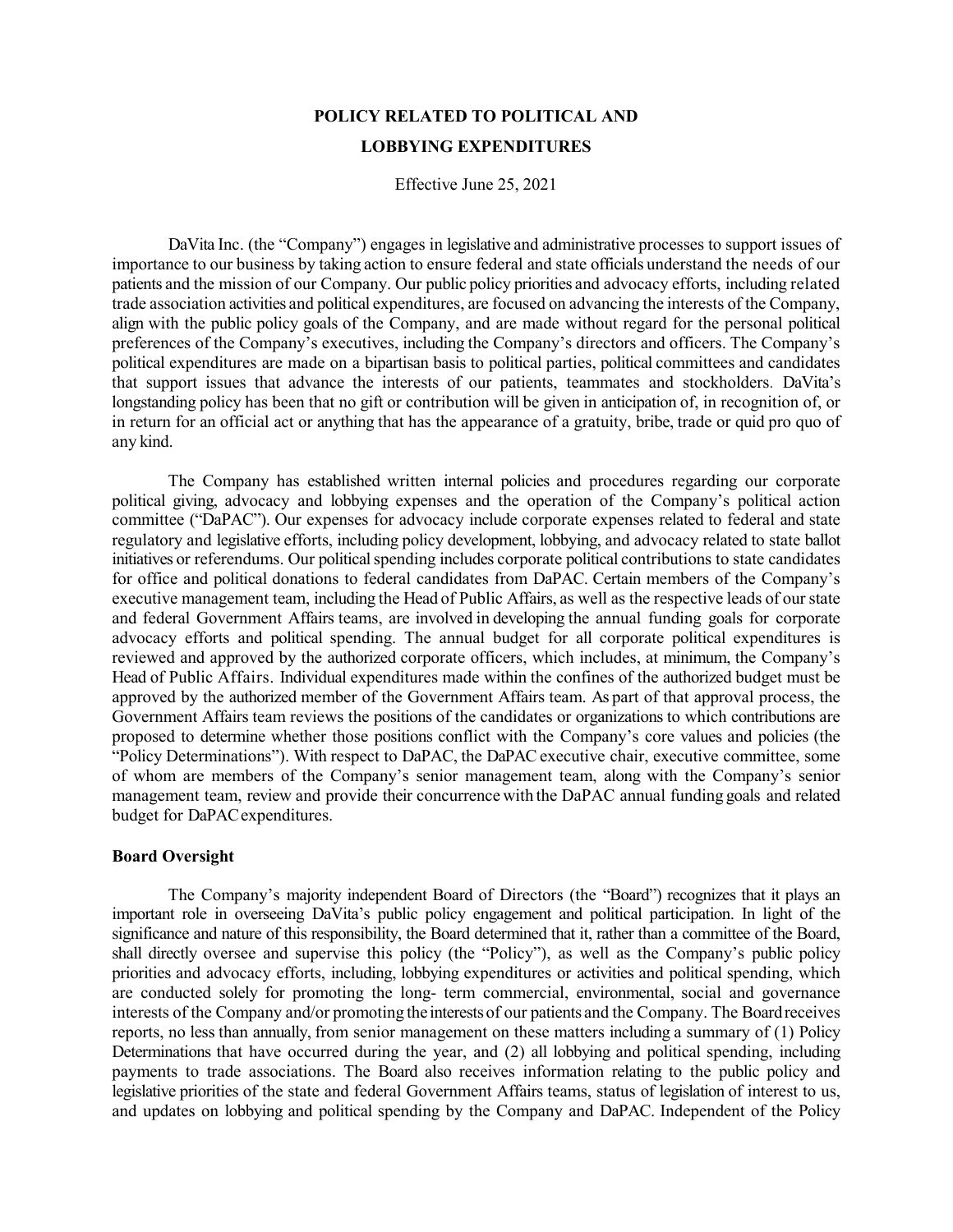# POLICY RELATED TO POLITICAL AND LOBBYING EXPENDITURES

Effective June 25, 2021

DaVita Inc. (the "Company") engages in legislative and administrative processes to support issues of importance to our business by taking action to ensure federal and state officials understand the needs of our patients and the mission of our Company. Our public policy priorities and advocacy efforts, including related trade association activities and political expenditures, are focused on advancing the interests of the Company, align with the public policy goals of the Company, and are made without regard for the personal political preferences of the Company's executives, including the Company's directors and officers. The Company's political expenditures are made on a bipartisan basis to political parties, political committees and candidates that support issues that advance the interests of our patients, teammates and stockholders. DaVita's longstanding policy has been that no gift or contribution will be given in anticipation of, in recognition of, or in return for an official act or anything that has the appearance of a gratuity, bribe, trade or quid pro quo of any kind.

The Company has established written internal policies and procedures regarding our corporate political giving, advocacy and lobbying expenses and the operation of the Company's political action committee ("DaPAC"). Our expenses for advocacy include corporate expenses related to federal and state regulatory and legislative efforts, including policy development, lobbying, and advocacy related to state ballot initiatives or referendums. Our political spending includes corporate political contributions to state candidates for office and political donations to federal candidates from DaPAC. Certain members of the Company's executive management team, including the Head of Public Affairs, as well as the respective leads of our state and federal Government Affairs teams, are involved in developing the annual funding goals for corporate advocacy efforts and political spending. The annual budget for all corporate political expenditures is reviewed and approved by the authorized corporate officers, which includes, at minimum, the Company's Head of Public Affairs. Individual expenditures made within the confines of the authorized budget must be approved by the authorized member of the Government Affairs team. As part of that approval process, the Government Affairs team reviews the positions of the candidates or organizations to which contributions are proposed to determine whether those positions conflict with the Company's core values and policies (the "Policy Determinations"). With respect to DaPAC, the DaPAC executive chair, executive committee, some of whom are members of the Company's senior management team, along with the Company's senior management team, review and provide their concurrence with the DaPAC annual funding goals and related budget for DaPAC expenditures.

**Board Oversight**

The Company's majority independent Board of Directors (the "Board") recognizes that it plays an important role in overseeing DaVita's public policy engagement and political participation. In light of the significance and nature of this responsibility, the Board determined that it, rather than a committee of the Board, shall directly oversee and supervise this policy (the "Policy"), as well as the Company's public policy priorities and advocacy efforts, including, lobbying expenditures or activities and political spending, which are conducted solely for promoting the long- term commercial, environmental, social and governance interests of the Company and/or promoting the interests of our patients and the Company. The Board receives reports, no less than annually, from senior management on these matters including a summary of (1) Policy Determinations that have occurred during the year, and (2) all lobbying and political spending, including payments to trade associations. The Board also receives information relating to the public policy and legislative priorities of the state and federal Government Affairs teams, status of legislation of interest to us, and updates on lobbying and political spending by the Company and DaPAC. Independent of the Policy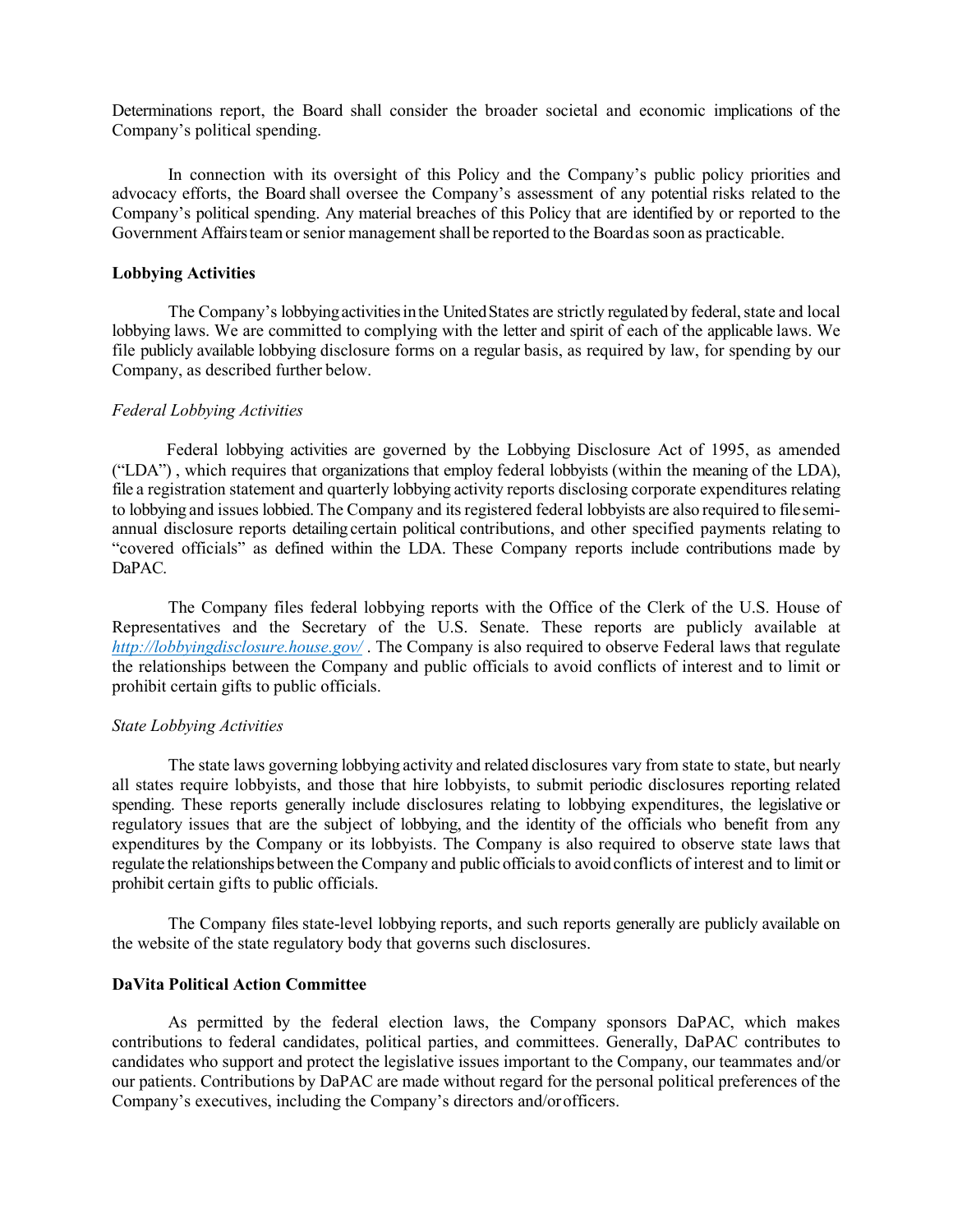Determinations report, the Board shall consider the broader societal and economic implications of the Company's political spending.

In connection with its oversight of this Policy and the Company's public policy priorities and advocacy efforts, the Board shall oversee the Company's assessment of any potential risks related to the Company's political spending. Any material breaches of this Policy that are identified by or reported to the Government Affairs team or senior management shall be reported to the Board as soon as practicable.

**Lobbying Activities**

The Company's lobbying activities in the United States are strictly regulated by federal, state and local lobbying laws. We are committed to complying with the letter and spirit of each of the applicable laws. We file publicly available lobbying disclosure forms on a regular basis, as required by law, for spending by our Company, as described further below.

*Federal Lobbying Activities*

Federal lobbying activities are governed by the Lobbying Disclosure Act of 1995, as amended ("LDA") , which requires that organizations that employ federal lobbyists (within the meaning of the LDA), file a registration statement and quarterly lobbying activity reports disclosing corporate expenditures relating to lobbying and issues lobbied. The Company and its registered federal lobbyists are also required to file semi-annual disclosure reports detailing certain political contributions, and other specified payments relating to "covered officials" as defined within the LDA. These Company reports include contributions made by DaPAC.

The Company files federal lobbying reports with the Office of the Clerk of the U.S. House of Representatives and the Secretary of the U.S. Senate. These reports are publicly available at *http://lobbyingdisclosure.house.gov/* . The Company is also required to observe Federal laws that regulate the relationships between the Company and public officials to avoid conflicts of interest and to limit or prohibit certain gifts to public officials.

*State Lobbying Activities*

The state laws governing lobbying activity and related disclosures vary from state to state, but nearly all states require lobbyists, and those that hire lobbyists, to submit periodic disclosures reporting related spending. These reports generally include disclosures relating to lobbying expenditures, the legislative or regulatory issues that are the subject of lobbying, and the identity of the officials who benefit from any expenditures by the Company or its lobbyists. The Company is also required to observe state laws that regulate the relationships between the Company and public officials to avoid conflicts of interest and to limit or prohibit certain gifts to public officials.

The Company files state-level lobbying reports, and such reports generally are publicly available on the website of the state regulatory body that governs such disclosures.

**DaVita Political Action Committee**

As permitted by the federal election laws, the Company sponsors DaPAC, which makes contributions to federal candidates, political parties, and committees. Generally, DaPAC contributes to candidates who support and protect the legislative issues important to the Company, our teammates and/or our patients. Contributions by DaPAC are made without regard for the personal political preferences of the Company's executives, including the Company's directors and/or officers.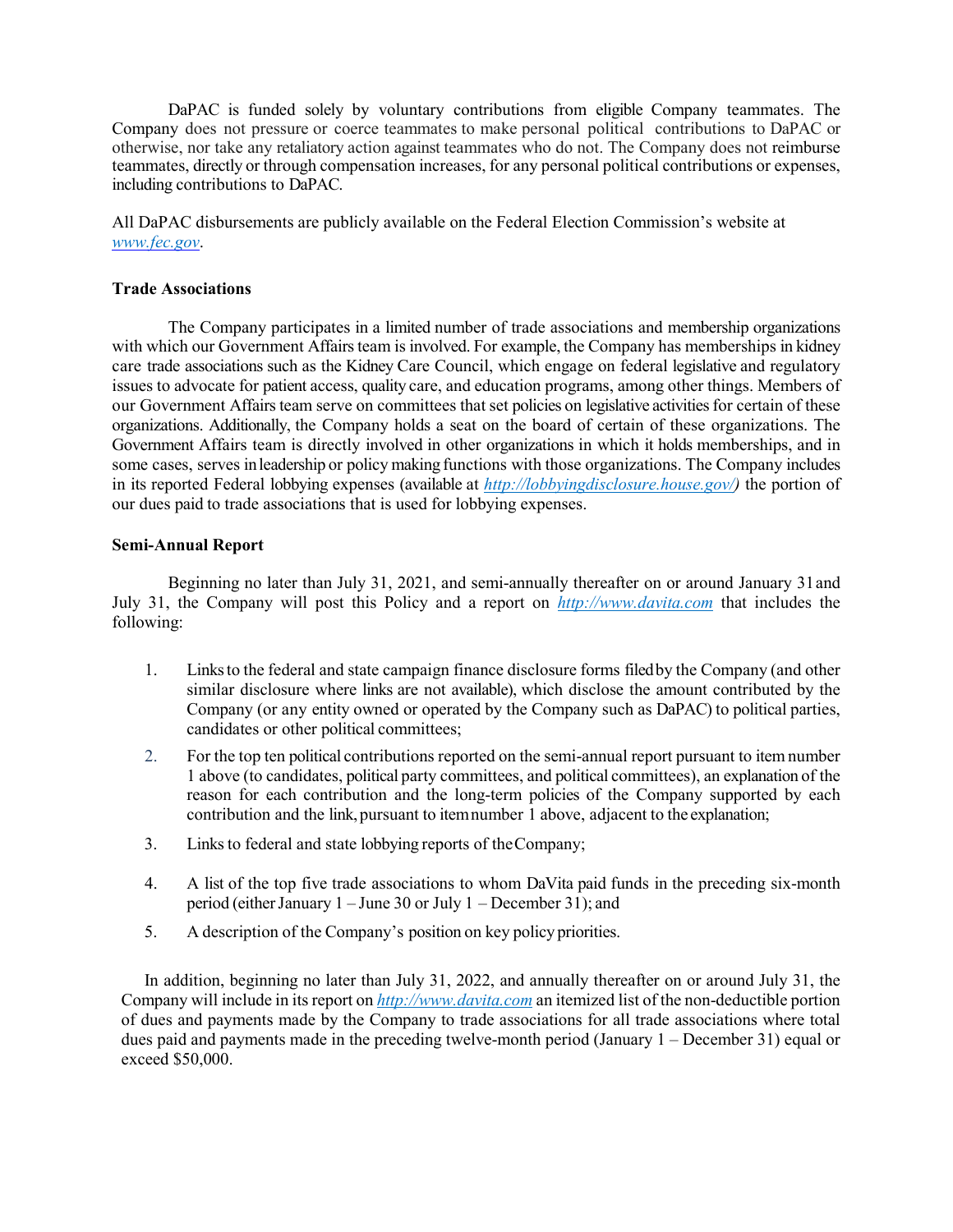DaPAC is funded solely by voluntary contributions from eligible Company teammates. The Company does not pressure or coerce teammates to make personal political contributions to DaPAC or otherwise, nor take any retaliatory action against teammates who do not. The Company does not reimburse teammates, directly or through compensation increases, for any personal political contributions or expenses, including contributions to DaPAC.

All DaPAC disbursements are publicly available on the Federal Election Commission's website at *www.fec.gov*.

**Trade Associations**

The Company participates in a limited number of trade associations and membership organizations with which our Government Affairs team is involved. For example, the Company has memberships in kidney care trade associations such as the Kidney Care Council, which engage on federal legislative and regulatory issues to advocate for patient access, quality care, and education programs, among other things. Members of our Government Affairs team serve on committees that set policies on legislative activities for certain of these organizations. Additionally, the Company holds a seat on the board of certain of these organizations. The Government Affairs team is directly involved in other organizations in which it holds memberships, and in some cases, serves in leadership or policy making functions with those organizations. The Company includes in its reported Federal lobbying expenses (available at *http://lobbyingdisclosure.house.gov/)* the portion of our dues paid to trade associations that is used for lobbying expenses.

**Semi-Annual Report**

Beginning no later than July 31, 2021, and semi-annually thereafter on or around January 31 and July 31, the Company will post this Policy and a report on *http://www.davita.com* that includes the following:

1. Links to the federal and state campaign finance disclosure forms filed by the Company (and other similar disclosure where links are not available), which disclose the amount contributed by the Company (or any entity owned or operated by the Company such as DaPAC) to political parties, candidates or other political committees;
2. For the top ten political contributions reported on the semi-annual report pursuant to item number 1 above (to candidates, political party committees, and political committees), an explanation of the reason for each contribution and the long-term policies of the Company supported by each contribution and the link, pursuant to item number 1 above, adjacent to the explanation;
3. Links to federal and state lobbying reports of the Company;
4. A list of the top five trade associations to whom DaVita paid funds in the preceding six-month period (either January 1 – June 30 or July 1 – December 31); and
5. A description of the Company's position on key policy priorities.

In addition, beginning no later than July 31, 2022, and annually thereafter on or around July 31, the Company will include in its report on *http://www.davita.com* an itemized list of the non-deductible portion of dues and payments made by the Company to trade associations for all trade associations where total dues paid and payments made in the preceding twelve-month period (January 1 – December 31) equal or exceed $50,000.